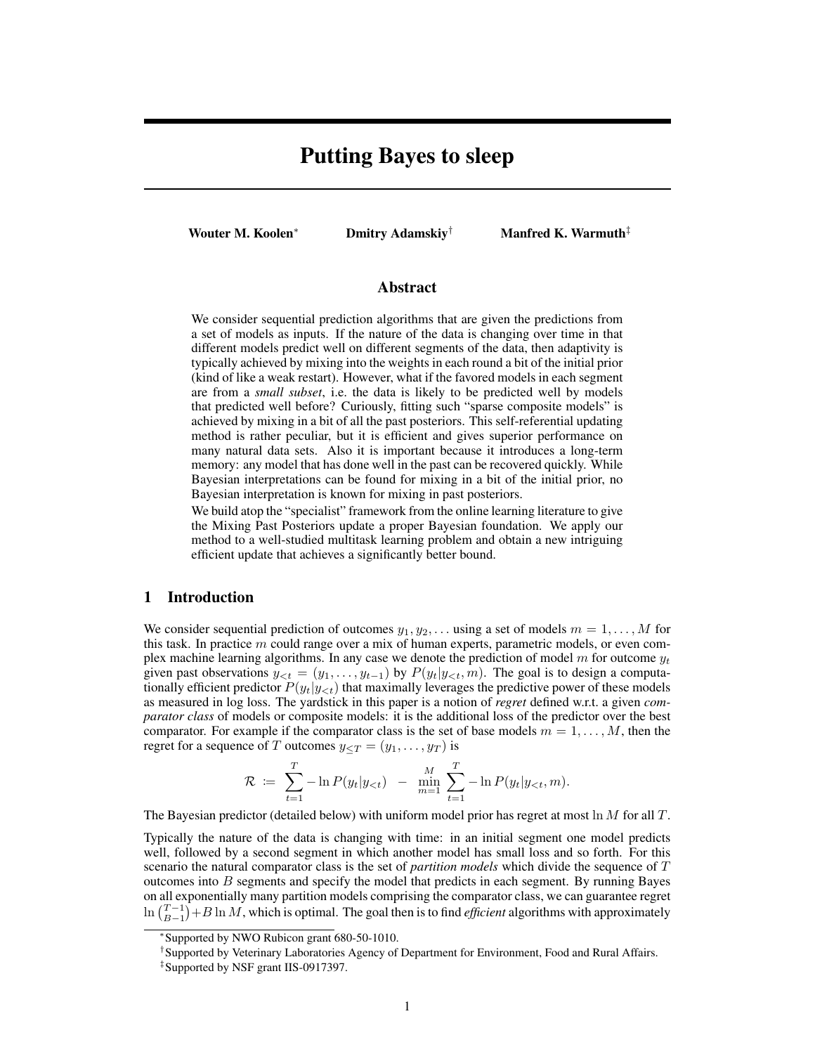# Putting Bayes to sleep

**Wouter M. Koolen**[*] **Dmitry Adamskiy**[†] **Manfred K. Warmuth**[‡]

## Abstract

We consider sequential prediction algorithms that are given the predictions from a set of models as inputs. If the nature of the data is changing over time in that different models predict well on different segments of the data, then adaptivity is typically achieved by mixing into the weights in each round a bit of the initial prior (kind of like a weak restart). However, what if the favored models in each segment are from a *small subset*, i.e. the data is likely to be predicted well by models that predicted well before? Curiously, fitting such "sparse composite models" is achieved by mixing in a bit of all the past posteriors. This self-referential updating method is rather peculiar, but it is efficient and gives superior performance on many natural data sets. Also it is important because it introduces a long-term memory: any model that has done well in the past can be recovered quickly. While Bayesian interpretations can be found for mixing in a bit of the initial prior, no Bayesian interpretation is known for mixing in past posteriors.

We build atop the "specialist" framework from the online learning literature to give the Mixing Past Posteriors update a proper Bayesian foundation. We apply our method to a well-studied multitask learning problem and obtain a new intriguing efficient update that achieves a significantly better bound.

## 1 Introduction

We consider sequential prediction of outcomes $y_1, y_2, \ldots$ using a set of models $m = 1, \ldots, M$ for this task. In practice $m$ could range over a mix of human experts, parametric models, or even complex machine learning algorithms. In any case we denote the prediction of model $m$ for outcome $y_t$ given past observations $y_{<t} = (y_1, \ldots, y_{t-1})$ by $P(y_t|y_{<t}, m)$. The goal is to design a computationally efficient predictor $P(y_t|y_{<t})$ that maximally leverages the predictive power of these models as measured in log loss. The yardstick in this paper is a notion of *regret* defined w.r.t. a given *comparator class* of models or composite models: it is the additional loss of the predictor over the best comparator. For example if the comparator class is the set of base models $m = 1, \ldots, M$, then the regret for a sequence of $T$ outcomes $y_{\leq T} = (y_1, \ldots, y_T)$ is

$$\mathcal{R} \coloneqq \sum_{t=1}^{T} -\ln P(y_t|y_{<t}) \quad - \quad \min_{m=1}^{M} \sum_{t=1}^{T} -\ln P(y_t|y_{<t}, m).$$

The Bayesian predictor (detailed below) with uniform model prior has regret at most $\ln M$ for all $T$.

Typically the nature of the data is changing with time: in an initial segment one model predicts well, followed by a second segment in which another model has small loss and so forth. For this scenario the natural comparator class is the set of *partition models* which divide the sequence of $T$ outcomes into $B$ segments and specify the model that predicts in each segment. By running Bayes on all exponentially many partition models comprising the comparator class, we can guarantee regret $\ln \binom{T-1}{B-1} + B \ln M$, which is optimal. The goal then is to find *efficient* algorithms with approximately

---

[*] Supported by NWO Rubicon grant 680-50-1010.

[†] Supported by Veterinary Laboratories Agency of Department for Environment, Food and Rural Affairs.

[‡] Supported by NSF grant IIS-0917397.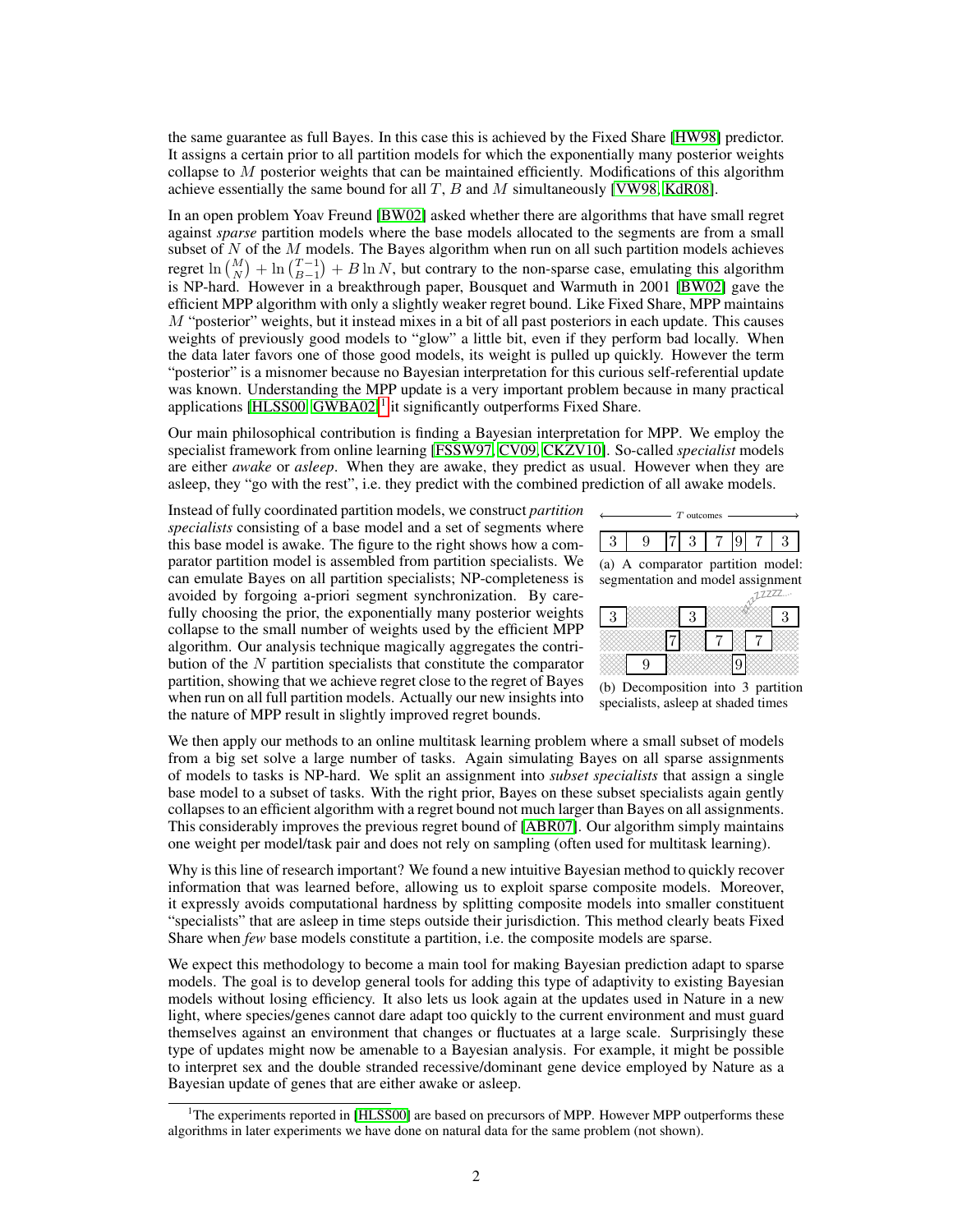the same guarantee as full Bayes. In this case this is achieved by the Fixed Share [HW98] predictor. It assigns a certain prior to all partition models for which the exponentially many posterior weights collapse to $M$ posterior weights that can be maintained efficiently. Modifications of this algorithm achieve essentially the same bound for all $T$, $B$ and $M$ simultaneously [VW98, KdR08].

In an open problem Yoav Freund [BW02] asked whether there are algorithms that have small regret against *sparse* partition models where the base models allocated to the segments are from a small subset of $N$ of the $M$ models. The Bayes algorithm when run on all such partition models achieves regret $\ln\binom{M}{N} + \ln\binom{T-1}{B-1} + B \ln N$, but contrary to the non-sparse case, emulating this algorithm is NP-hard. However in a breakthrough paper, Bousquet and Warmuth in 2001 [BW02] gave the efficient MPP algorithm with only a slightly weaker regret bound. Like Fixed Share, MPP maintains $M$ "posterior" weights, but it instead mixes in a bit of all past posteriors in each update. This causes weights of previously good models to "glow" a little bit, even if they perform bad locally. When the data later favors one of those good models, its weight is pulled up quickly. However the term "posterior" is a misnomer because no Bayesian interpretation for this curious self-referential update was known. Understanding the MPP update is a very important problem because in many practical applications [HLSS00, GWBA02][1] it significantly outperforms Fixed Share.

Our main philosophical contribution is finding a Bayesian interpretation for MPP. We employ the specialist framework from online learning [FSSW97, CV09, CKZV10]. So-called *specialist* models are either *awake* or *asleep*. When they are awake, they predict as usual. However when they are asleep, they "go with the rest", i.e. they predict with the combined prediction of all awake models.

Instead of fully coordinated partition models, we construct *partition specialists* consisting of a base model and a set of segments where this base model is awake. The figure to the right shows how a comparator partition model is assembled from partition specialists. We can emulate Bayes on all partition specialists; NP-completeness is avoided by forgoing a-priori segment synchronization. By carefully choosing the prior, the exponentially many posterior weights collapse to the small number of weights used by the efficient MPP algorithm. Our analysis technique magically aggregates the contribution of the $N$ partition specialists that constitute the comparator partition, showing that we achieve regret close to the regret of Bayes when run on all full partition models. Actually our new insights into the nature of MPP result in slightly improved regret bounds.

←— $T$ outcomes —→

| 3 | 9 | 7 | 3 | 7 | 9 | 7 | 3 |
|---|---|---|---|---|---|---|---|

(a) A comparator partition model: segmentation and model assignment

| 3 | | | 3 | | | | 3 |
|---|---|---|---|---|---|---|---|
| | | 7 | | 7 | | 7 | |
| | 9 | | | | 9 | | |

(b) Decomposition into 3 partition specialists, asleep at shaded times

We then apply our methods to an online multitask learning problem where a small subset of models from a big set solve a large number of tasks. Again simulating Bayes on all sparse assignments of models to tasks is NP-hard. We split an assignment into *subset specialists* that assign a single base model to a subset of tasks. With the right prior, Bayes on these subset specialists again gently collapses to an efficient algorithm with a regret bound not much larger than Bayes on all assignments. This considerably improves the previous regret bound of [ABR07]. Our algorithm simply maintains one weight per model/task pair and does not rely on sampling (often used for multitask learning).

Why is this line of research important? We found a new intuitive Bayesian method to quickly recover information that was learned before, allowing us to exploit sparse composite models. Moreover, it expressly avoids computational hardness by splitting composite models into smaller constituent "specialists" that are asleep in time steps outside their jurisdiction. This method clearly beats Fixed Share when *few* base models constitute a partition, i.e. the composite models are sparse.

We expect this methodology to become a main tool for making Bayesian prediction adapt to sparse models. The goal is to develop general tools for adding this type of adaptivity to existing Bayesian models without losing efficiency. It also lets us look again at the updates used in Nature in a new light, where species/genes cannot dare adapt too quickly to the current environment and must guard themselves against an environment that changes or fluctuates at a large scale. Surprisingly these type of updates might now be amenable to a Bayesian analysis. For example, it might be possible to interpret sex and the double stranded recessive/dominant gene device employed by Nature as a Bayesian update of genes that are either awake or asleep.

[1] The experiments reported in [HLSS00] are based on precursors of MPP. However MPP outperforms these algorithms in later experiments we have done on natural data for the same problem (not shown).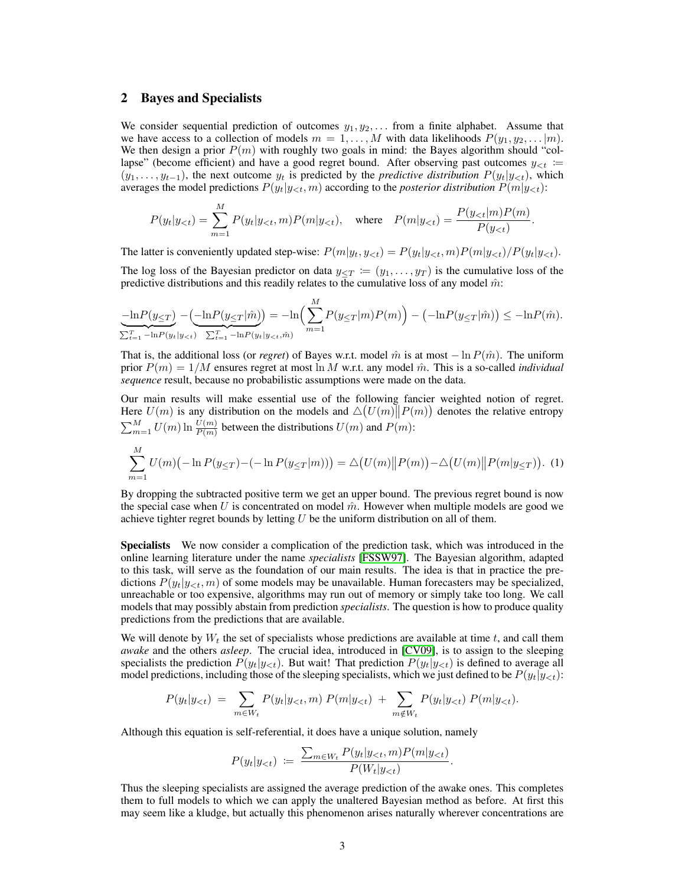## 2 Bayes and Specialists

We consider sequential prediction of outcomes $y_1, y_2, \ldots$ from a finite alphabet. Assume that we have access to a collection of models $m = 1, \ldots, M$ with data likelihoods $P(y_1, y_2, \ldots | m)$. We then design a prior $P(m)$ with roughly two goals in mind: the Bayes algorithm should "collapse" (become efficient) and have a good regret bound. After observing past outcomes $y_{<t} \coloneqq (y_1, \ldots, y_{t-1})$, the next outcome $y_t$ is predicted by the *predictive distribution* $P(y_t|y_{<t})$, which averages the model predictions $P(y_t|y_{<t}, m)$ according to the *posterior distribution* $P(m|y_{<t})$:

$$P(y_t|y_{<t}) = \sum_{m=1}^{M} P(y_t|y_{<t}, m)P(m|y_{<t}), \quad \text{where} \quad P(m|y_{<t}) = \frac{P(y_{<t}|m)P(m)}{P(y_{<t})}.$$

The latter is conveniently updated step-wise: $P(m|y_t, y_{<t}) = P(y_t|y_{<t}, m)P(m|y_{<t})/P(y_t|y_{<t})$.

The log loss of the Bayesian predictor on data $y_{\leq T} \coloneqq (y_1, \ldots, y_T)$ is the cumulative loss of the predictive distributions and this readily relates to the cumulative loss of any model $\hat{m}$:

$$\underbrace{-\ln P(y_{\leq T})}_{\sum_{t=1}^{T} -\ln P(y_t|y_{<t})} - \big(\underbrace{-\ln P(y_{\leq T}|\hat{m})}_{\sum_{t=1}^{T} -\ln P(y_t|y_{<t}, \hat{m})}\big) = -\ln\Big(\sum_{m=1}^{M} P(y_{\leq T}|m)P(m)\Big) - \big(-\ln P(y_{\leq T}|\hat{m})\big) \leq -\ln P(\hat{m}).$$

That is, the additional loss (or *regret*) of Bayes w.r.t. model $\hat{m}$ is at most $-\ln P(\hat{m})$. The uniform prior $P(m) = 1/M$ ensures regret at most $\ln M$ w.r.t. any model $\hat{m}$. This is a so-called *individual sequence* result, because no probabilistic assumptions were made on the data.

Our main results will make essential use of the following fancier weighted notion of regret. Here $U(m)$ is any distribution on the models and $\triangle\big(U(m)\big\|P(m)\big)$ denotes the relative entropy $\sum_{m=1}^{M} U(m) \ln \frac{U(m)}{P(m)}$ between the distributions $U(m)$ and $P(m)$:

$$\sum_{m=1}^{M} U(m)\big(-\ln P(y_{\leq T}) - (-\ln P(y_{\leq T}|m))\big) = \triangle\big(U(m)\big\|P(m)\big) - \triangle\big(U(m)\big\|P(m|y_{\leq T})\big). \quad (1)$$

By dropping the subtracted positive term we get an upper bound. The previous regret bound is now the special case when $U$ is concentrated on model $\hat{m}$. However when multiple models are good we achieve tighter regret bounds by letting $U$ be the uniform distribution on all of them.

**Specialists** We now consider a complication of the prediction task, which was introduced in the online learning literature under the name *specialists* [FSSW97]. The Bayesian algorithm, adapted to this task, will serve as the foundation of our main results. The idea is that in practice the predictions $P(y_t|y_{<t}, m)$ of some models may be unavailable. Human forecasters may be specialized, unreachable or too expensive, algorithms may run out of memory or simply take too long. We call models that may possibly abstain from prediction *specialists*. The question is how to produce quality predictions from the predictions that are available.

We will denote by $W_t$ the set of specialists whose predictions are available at time $t$, and call them *awake* and the others *asleep*. The crucial idea, introduced in [CV09], is to assign to the sleeping specialists the prediction $P(y_t|y_{<t})$. But wait! That prediction $P(y_t|y_{<t})$ is defined to average all model predictions, including those of the sleeping specialists, which we just defined to be $P(y_t|y_{<t})$:

$$P(y_t|y_{<t}) \;=\; \sum_{m \in W_t} P(y_t|y_{<t}, m)\; P(m|y_{<t}) \;+\; \sum_{m \notin W_t} P(y_t|y_{<t})\; P(m|y_{<t}).$$

Although this equation is self-referential, it does have a unique solution, namely

$$P(y_t|y_{<t}) \;\coloneqq\; \frac{\sum_{m \in W_t} P(y_t|y_{<t}, m)P(m|y_{<t})}{P(W_t|y_{<t})}.$$

Thus the sleeping specialists are assigned the average prediction of the awake ones. This completes them to full models to which we can apply the unaltered Bayesian method as before. At first this may seem like a kludge, but actually this phenomenon arises naturally wherever concentrations are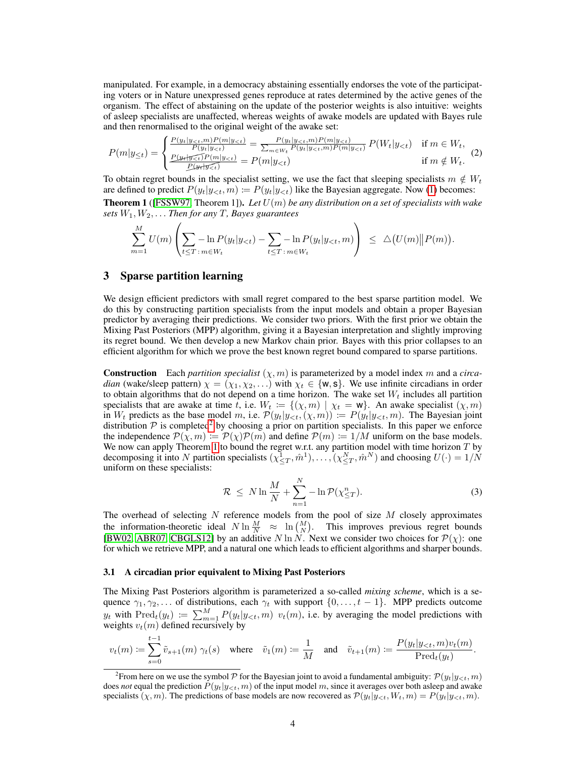manipulated. For example, in a democracy abstaining essentially endorses the vote of the participating voters or in Nature unexpressed genes reproduce at rates determined by the active genes of the organism. The effect of abstaining on the update of the posterior weights is also intuitive: weights of asleep specialists are unaffected, whereas weights of awake models are updated with Bayes rule and then renormalised to the original weight of the awake set:

$$P(m|y_{\leq t}) = \begin{cases} \frac{P(y_t|y_{<t},m)P(m|y_{<t})}{P(y_t|y_{<t})} = \frac{P(y_t|y_{<t},m)P(m|y_{<t})}{\sum_{m \in W_t} P(y_t|y_{<t},m)P(m|y_{<t})} \, P(W_t|y_{<t}) & \text{if } m \in W_t, \\ \frac{\cancel{P(y_t|y_{<t})}P(m|y_{<t})}{\cancel{P(y_t|y_{<t})}} = P(m|y_{<t}) & \text{if } m \notin W_t. \end{cases} \tag{2}$$

To obtain regret bounds in the specialist setting, we use the fact that sleeping specialists $m \notin W_t$ are defined to predict $P(y_t|y_{<t}, m) := P(y_t|y_{<t})$ like the Bayesian aggregate. Now (1) becomes:

**Theorem 1** ([FSSW97, Theorem 1]). *Let $U(m)$ be any distribution on a set of specialists with wake sets $W_1, W_2, \ldots$ Then for any $T$, Bayes guarantees*

$$\sum_{m=1}^{M} U(m) \left( \sum_{t \leq T \,:\, m \in W_t} - \ln P(y_t|y_{<t}) - \sum_{t \leq T \,:\, m \in W_t} - \ln P(y_t|y_{<t}, m) \right) \;\leq\; \triangle\big(U(m) \big\| P(m)\big).$$

## 3 Sparse partition learning

We design efficient predictors with small regret compared to the best sparse partition model. We do this by constructing partition specialists from the input models and obtain a proper Bayesian predictor by averaging their predictions. We consider two priors. With the first prior we obtain the Mixing Past Posteriors (MPP) algorithm, giving it a Bayesian interpretation and slightly improving its regret bound. We then develop a new Markov chain prior. Bayes with this prior collapses to an efficient algorithm for which we prove the best known regret bound compared to sparse partitions.

**Construction** Each *partition specialist* $(\chi, m)$ is parameterized by a model index $m$ and a *circadian* (wake/sleep pattern) $\chi = (\chi_1, \chi_2, \ldots)$ with $\chi_t \in \{\mathsf{w}, \mathsf{s}\}$. We use infinite circadians in order to obtain algorithms that do not depend on a time horizon. The wake set $W_t$ includes all partition specialists that are awake at time $t$, i.e. $W_t := \{(\chi, m) \mid \chi_t = \mathsf{w}\}$. An awake specialist $(\chi, m)$ in $W_t$ predicts as the base model $m$, i.e. $\mathcal{P}(y_t|y_{<t}, (\chi, m)) := P(y_t|y_{<t}, m)$. The Bayesian joint distribution $\mathcal{P}$ is completed[2] by choosing a prior on partition specialists. In this paper we enforce the independence $\mathcal{P}(\chi, m) := \mathcal{P}(\chi)\mathcal{P}(m)$ and define $\mathcal{P}(m) := 1/M$ uniform on the base models. We now can apply Theorem 1 to bound the regret w.r.t. any partition model with time horizon $T$ by decomposing it into $N$ partition specialists $(\chi^1_{\leq T}, \hat{m}^1), \ldots, (\chi^N_{\leq T}, \hat{m}^N)$ and choosing $U(\cdot) = 1/N$ uniform on these specialists:

$$\mathcal{R} \;\leq\; N \ln \frac{M}{N} + \sum_{n=1}^{N} - \ln \mathcal{P}(\chi^n_{\leq T}). \tag{3}$$

The overhead of selecting $N$ reference models from the pool of size $M$ closely approximates the information-theoretic ideal $N \ln \frac{M}{N} \;\approx\; \ln \binom{M}{N}$. This improves previous regret bounds [BW02, ABR07, CBGLS12] by an additive $N \ln N$. Next we consider two choices for $\mathcal{P}(\chi)$: one for which we retrieve MPP, and a natural one which leads to efficient algorithms and sharper bounds.

### 3.1 A circadian prior equivalent to Mixing Past Posteriors

The Mixing Past Posteriors algorithm is parameterized a so-called *mixing scheme*, which is a sequence $\gamma_1, \gamma_2, \ldots$ of distributions, each $\gamma_t$ with support $\{0, \ldots, t-1\}$. MPP predicts outcome $y_t$ with $\mathrm{Pred}_t(y_t) := \sum_{m=1}^{M} P(y_t|y_{<t}, m) \; v_t(m)$, i.e. by averaging the model predictions with weights $v_t(m)$ defined recursively by

$$v_t(m) := \sum_{s=0}^{t-1} \tilde{v}_{s+1}(m) \; \gamma_t(s) \quad \text{where} \quad \tilde{v}_1(m) := \frac{1}{M} \quad \text{and} \quad \tilde{v}_{t+1}(m) := \frac{P(y_t|y_{<t}, m) v_t(m)}{\mathrm{Pred}_t(y_t)}.$$

---

[2] From here on we use the symbol $\mathcal{P}$ for the Bayesian joint to avoid a fundamental ambiguity: $\mathcal{P}(y_t|y_{<t}, m)$ does *not* equal the prediction $P(y_t|y_{<t}, m)$ of the input model $m$, since it averages over both asleep and awake specialists $(\chi, m)$. The predictions of base models are now recovered as $\mathcal{P}(y_t|y_{<t}, W_t, m) = P(y_t|y_{<t}, m)$.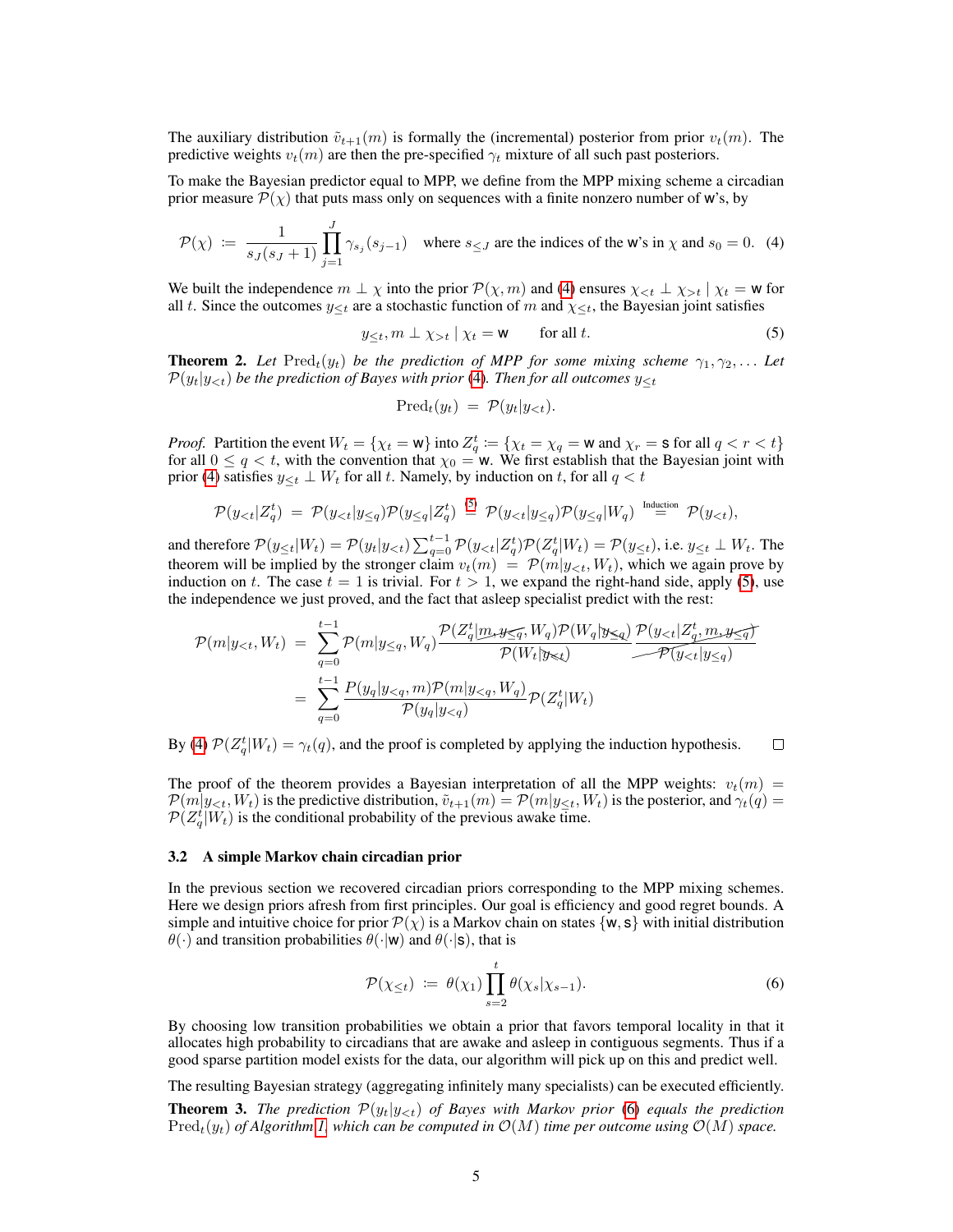The auxiliary distribution $\tilde{v}_{t+1}(m)$ is formally the (incremental) posterior from prior $v_t(m)$. The predictive weights $v_t(m)$ are then the pre-specified $\gamma_t$ mixture of all such past posteriors.

To make the Bayesian predictor equal to MPP, we define from the MPP mixing scheme a circadian prior measure $\mathcal{P}(\chi)$ that puts mass only on sequences with a finite nonzero number of $\mathsf{w}$'s, by

$$\mathcal{P}(\chi) \;\coloneqq\; \frac{1}{s_J(s_J+1)} \prod_{j=1}^{J} \gamma_{s_j}(s_{j-1}) \quad \text{where } s_{\leq J} \text{ are the indices of the } \mathsf{w}\text{'s in } \chi \text{ and } s_0 = 0. \quad (4)$$

We built the independence $m \perp \chi$ into the prior $\mathcal{P}(\chi, m)$ and (4) ensures $\chi_{<t} \perp \chi_{>t} \mid \chi_t = \mathsf{w}$ for all $t$. Since the outcomes $y_{\leq t}$ are a stochastic function of $m$ and $\chi_{\leq t}$, the Bayesian joint satisfies

$$y_{\leq t}, m \perp \chi_{>t} \mid \chi_t = \mathsf{w} \qquad \text{for all } t. \quad (5)$$

**Theorem 2.** *Let* $\mathrm{Pred}_t(y_t)$ *be the prediction of MPP for some mixing scheme* $\gamma_1, \gamma_2, \ldots$ *Let* $\mathcal{P}(y_t|y_{<t})$ *be the prediction of Bayes with prior (4). Then for all outcomes* $y_{\leq t}$

$$\mathrm{Pred}_t(y_t) \;=\; \mathcal{P}(y_t|y_{<t}).$$

*Proof.* Partition the event $W_t = \{\chi_t = \mathsf{w}\}$ into $Z_q^t \coloneqq \{\chi_t = \chi_q = \mathsf{w} \text{ and } \chi_r = \mathsf{s} \text{ for all } q < r < t\}$ for all $0 \leq q < t$, with the convention that $\chi_0 = \mathsf{w}$. We first establish that the Bayesian joint with prior (4) satisfies $y_{<t} \perp W_t$ for all $t$. Namely, by induction on $t$, for all $q < t$

$$\mathcal{P}(y_{<t}|Z_q^t) \;=\; \mathcal{P}(y_{<t}|y_{\leq q})\mathcal{P}(y_{\leq q}|Z_q^t) \;\overset{(5)}{=}\; \mathcal{P}(y_{<t}|y_{\leq q})\mathcal{P}(y_{\leq q}|W_q) \;\overset{\text{Induction}}{=}\; \mathcal{P}(y_{<t}),$$

and therefore $\mathcal{P}(y_{\leq t}|W_t) = \mathcal{P}(y_t|y_{<t}) \sum_{q=0}^{t-1} \mathcal{P}(y_{<t}|Z_q^t)\mathcal{P}(Z_q^t|W_t) = \mathcal{P}(y_{\leq t})$, i.e. $y_{\leq t} \perp W_t$. The theorem will be implied by the stronger claim $v_t(m) = \mathcal{P}(m|y_{<t}, W_t)$, which we again prove by induction on $t$. The case $t = 1$ is trivial. For $t > 1$, we expand the right-hand side, apply (5), use the independence we just proved, and the fact that asleep specialist predict with the rest:

$$\begin{aligned}
\mathcal{P}(m|y_{<t}, W_t) \;&=\; \sum_{q=0}^{t-1} \mathcal{P}(m|y_{\leq q}, W_q) \frac{\mathcal{P}(Z_q^t|\cancel{m, y_{\leq q}}, W_q)\mathcal{P}(W_q|\cancel{y_{\leq q}})}{\mathcal{P}(W_t|\cancel{y_{<t}})} \frac{\cancel{\mathcal{P}(y_{<t}|Z_q^t, m, y_{\leq q})}}{\cancel{\mathcal{P}(y_{<t}|y_{\leq q})}} \\
&=\; \sum_{q=0}^{t-1} \frac{P(y_q|y_{<q}, m)\mathcal{P}(m|y_{<q}, W_q)}{\mathcal{P}(y_q|y_{<q})} \mathcal{P}(Z_q^t|W_t)
\end{aligned}$$

By (4) $\mathcal{P}(Z_q^t|W_t) = \gamma_t(q)$, and the proof is completed by applying the induction hypothesis. □

The proof of the theorem provides a Bayesian interpretation of all the MPP weights: $v_t(m) = \mathcal{P}(m|y_{<t}, W_t)$ is the predictive distribution, $\tilde{v}_{t+1}(m) = \mathcal{P}(m|y_{\leq t}, W_t)$ is the posterior, and $\gamma_t(q) = \mathcal{P}(Z_q^t|W_t)$ is the conditional probability of the previous awake time.

### 3.2 A simple Markov chain circadian prior

In the previous section we recovered circadian priors corresponding to the MPP mixing schemes. Here we design priors afresh from first principles. Our goal is efficiency and good regret bounds. A simple and intuitive choice for prior $\mathcal{P}(\chi)$ is a Markov chain on states $\{\mathsf{w}, \mathsf{s}\}$ with initial distribution $\theta(\cdot)$ and transition probabilities $\theta(\cdot|\mathsf{w})$ and $\theta(\cdot|\mathsf{s})$, that is

$$\mathcal{P}(\chi_{\leq t}) \;\coloneqq\; \theta(\chi_1) \prod_{s=2}^{t} \theta(\chi_s|\chi_{s-1}). \quad (6)$$

By choosing low transition probabilities we obtain a prior that favors temporal locality in that it allocates high probability to circadians that are awake and asleep in contiguous segments. Thus if a good sparse partition model exists for the data, our algorithm will pick up on this and predict well.

The resulting Bayesian strategy (aggregating infinitely many specialists) can be executed efficiently.

**Theorem 3.** *The prediction* $\mathcal{P}(y_t|y_{<t})$ *of Bayes with Markov prior (6) equals the prediction* $\mathrm{Pred}_t(y_t)$ *of Algorithm 1, which can be computed in* $\mathcal{O}(M)$ *time per outcome using* $\mathcal{O}(M)$ *space.*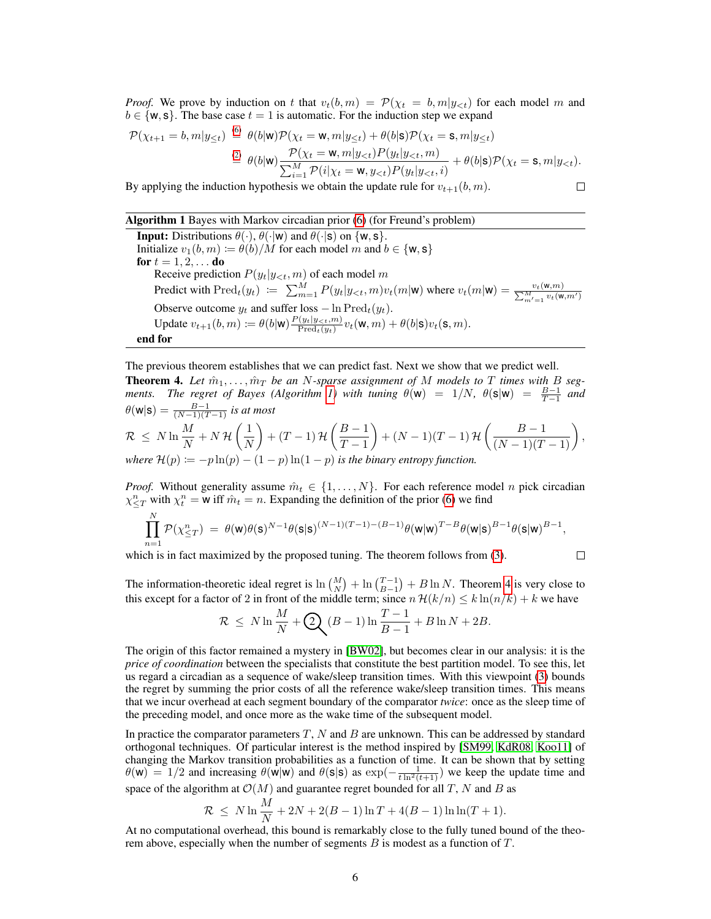*Proof.* We prove by induction on $t$ that $v_t(b, m) = \mathcal{P}(\chi_t = b, m | y_{<t})$ for each model $m$ and $b \in \{\mathsf{w}, \mathsf{s}\}$. The base case $t = 1$ is automatic. For the induction step we expand

$$
\begin{aligned}
\mathcal{P}(\chi_{t+1} = b, m | y_{\le t}) &\overset{(6)}{=} \theta(b|\mathsf{w}) \mathcal{P}(\chi_t = \mathsf{w}, m | y_{\le t}) + \theta(b|\mathsf{s}) \mathcal{P}(\chi_t = \mathsf{s}, m | y_{\le t}) \\
&\overset{(2)}{=} \theta(b|\mathsf{w}) \frac{\mathcal{P}(\chi_t = \mathsf{w}, m | y_{<t}) P(y_t | y_{<t}, m)}{\sum_{i=1}^{M} \mathcal{P}(i | \chi_t = \mathsf{w}, y_{<t}) P(y_t | y_{<t}, i)} + \theta(b|\mathsf{s}) \mathcal{P}(\chi_t = \mathsf{s}, m | y_{<t}).
\end{aligned}
$$

By applying the induction hypothesis we obtain the update rule for $v_{t+1}(b, m)$. □

---

**Algorithm 1** Bayes with Markov circadian prior (6) (for Freund's problem)

---

**Input:** Distributions $\theta(\cdot)$, $\theta(\cdot|\mathsf{w})$ and $\theta(\cdot|\mathsf{s})$ on $\{\mathsf{w}, \mathsf{s}\}$.
Initialize $v_1(b, m) \coloneqq \theta(b)/M$ for each model $m$ and $b \in \{\mathsf{w}, \mathsf{s}\}$
**for** $t = 1, 2, \ldots$ **do**
  Receive prediction $P(y_t | y_{<t}, m)$ of each model $m$
  Predict with $\mathrm{Pred}_t(y_t) \coloneqq \sum_{m=1}^{M} P(y_t | y_{<t}, m) v_t(m|\mathsf{w})$ where $v_t(m|\mathsf{w}) = \frac{v_t(\mathsf{w}, m)}{\sum_{m'=1}^{M} v_t(\mathsf{w}, m')}$
  Observe outcome $y_t$ and suffer loss $- \ln \mathrm{Pred}_t(y_t)$.
  Update $v_{t+1}(b, m) \coloneqq \theta(b|\mathsf{w}) \frac{P(y_t | y_{<t}, m)}{\mathrm{Pred}_t(y_t)} v_t(\mathsf{w}, m) + \theta(b|\mathsf{s}) v_t(\mathsf{s}, m)$.
**end for**

---

The previous theorem establishes that we can predict fast. Next we show that we predict well.

**Theorem 4.** *Let $\hat{m}_1, \ldots, \hat{m}_T$ be an $N$-sparse assignment of $M$ models to $T$ times with $B$ segments. The regret of Bayes (Algorithm 1) with tuning $\theta(\mathsf{w}) = 1/N$, $\theta(\mathsf{s}|\mathsf{w}) = \frac{B-1}{T-1}$ and $\theta(\mathsf{w}|\mathsf{s}) = \frac{B-1}{(N-1)(T-1)}$ is at most*

$$
\mathcal{R} \;\le\; N \ln \frac{M}{N} + N \,\mathcal{H}\left(\frac{1}{N}\right) + (T-1)\,\mathcal{H}\left(\frac{B-1}{T-1}\right) + (N-1)(T-1)\,\mathcal{H}\left(\frac{B-1}{(N-1)(T-1)}\right),
$$

*where $\mathcal{H}(p) \coloneqq -p \ln(p) - (1-p)\ln(1-p)$ is the binary entropy function.*

*Proof.* Without generality assume $\hat{m}_t \in \{1, \ldots, N\}$. For each reference model $n$ pick circadian $\chi^n_{\le T}$ with $\chi^n_t = \mathsf{w}$ iff $\hat{m}_t = n$. Expanding the definition of the prior (6) we find

$$
\prod_{n=1}^{N} \mathcal{P}(\chi^n_{\le T}) \;=\; \theta(\mathsf{w}) \theta(\mathsf{s})^{N-1} \theta(\mathsf{s}|\mathsf{s})^{(N-1)(T-1)-(B-1)} \theta(\mathsf{w}|\mathsf{w})^{T-B} \theta(\mathsf{w}|\mathsf{s})^{B-1} \theta(\mathsf{s}|\mathsf{w})^{B-1},
$$

which is in fact maximized by the proposed tuning. The theorem follows from (3). □

The information-theoretic ideal regret is $\ln \binom{M}{N} + \ln \binom{T-1}{B-1} + B \ln N$. Theorem 4 is very close to this except for a factor of 2 in front of the middle term; since $n\,\mathcal{H}(k/n) \le k \ln(n/k) + k$ we have

$$
\mathcal{R} \;\le\; N \ln \frac{M}{N} + 2\,(B-1) \ln \frac{T-1}{B-1} + B \ln N + 2B.
$$

The origin of this factor remained a mystery in [BW02], but becomes clear in our analysis: it is the *price of coordination* between the specialists that constitute the best partition model. To see this, let us regard a circadian as a sequence of wake/sleep transition times. With this viewpoint (3) bounds the regret by summing the prior costs of all the reference wake/sleep transition times. This means that we incur overhead at each segment boundary of the comparator *twice*: once as the sleep time of the preceding model, and once more as the wake time of the subsequent model.

In practice the comparator parameters $T$, $N$ and $B$ are unknown. This can be addressed by standard orthogonal techniques. Of particular interest is the method inspired by [SM99, KdR08, Koo11] of changing the Markov transition probabilities as a function of time. It can be shown that by setting $\theta(\mathsf{w}) = 1/2$ and increasing $\theta(\mathsf{w}|\mathsf{w})$ and $\theta(\mathsf{s}|\mathsf{s})$ as $\exp(-\frac{1}{t \ln^2(t+1)})$ we keep the update time and space of the algorithm at $\mathcal{O}(M)$ and guarantee regret bounded for all $T$, $N$ and $B$ as

$$
\mathcal{R} \;\le\; N \ln \frac{M}{N} + 2N + 2(B-1)\ln T + 4(B-1)\ln\ln(T+1).
$$

At no computational overhead, this bound is remarkably close to the fully tuned bound of the theorem above, especially when the number of segments $B$ is modest as a function of $T$.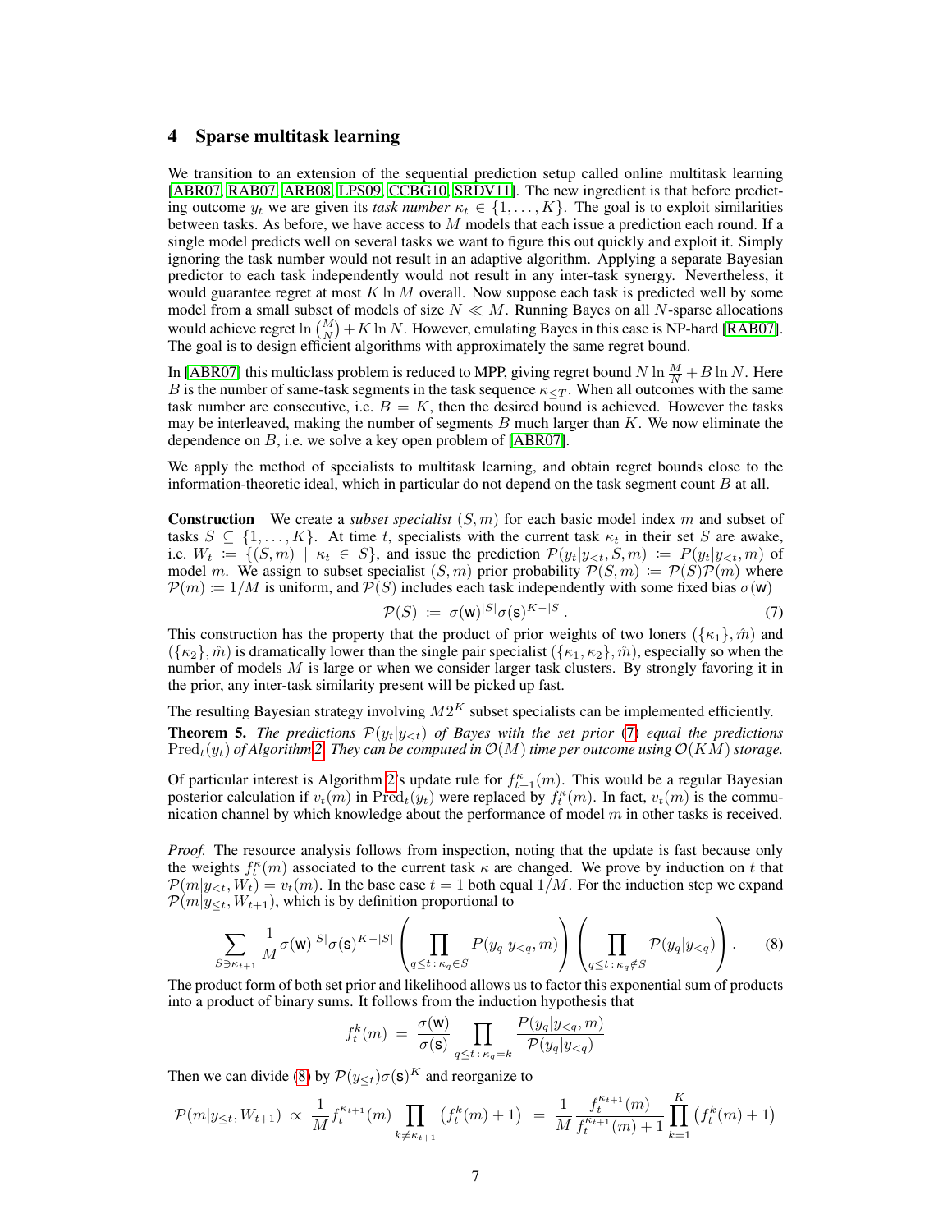## 4 Sparse multitask learning

We transition to an extension of the sequential prediction setup called online multitask learning [ABR07, RAB07, ARB08, LPS09, CCBG10, SRDV11]. The new ingredient is that before predicting outcome $y_t$ we are given its *task number* $\kappa_t \in \{1, \ldots, K\}$. The goal is to exploit similarities between tasks. As before, we have access to $M$ models that each issue a prediction each round. If a single model predicts well on several tasks we want to figure this out quickly and exploit it. Simply ignoring the task number would not result in an adaptive algorithm. Applying a separate Bayesian predictor to each task independently would not result in any inter-task synergy. Nevertheless, it would guarantee regret at most $K \ln M$ overall. Now suppose each task is predicted well by some model from a small subset of models of size $N \ll M$. Running Bayes on all $N$-sparse allocations would achieve regret $\ln \binom{M}{N} + K \ln N$. However, emulating Bayes in this case is NP-hard [RAB07]. The goal is to design efficient algorithms with approximately the same regret bound.

In [ABR07] this multiclass problem is reduced to MPP, giving regret bound $N \ln \frac{M}{N} + B \ln N$. Here $B$ is the number of same-task segments in the task sequence $\kappa_{\leq T}$. When all outcomes with the same task number are consecutive, i.e. $B = K$, then the desired bound is achieved. However the tasks may be interleaved, making the number of segments $B$ much larger than $K$. We now eliminate the dependence on $B$, i.e. we solve a key open problem of [ABR07].

We apply the method of specialists to multitask learning, and obtain regret bounds close to the information-theoretic ideal, which in particular do not depend on the task segment count $B$ at all.

**Construction** We create a *subset specialist* $(S, m)$ for each basic model index $m$ and subset of tasks $S \subseteq \{1, \ldots, K\}$. At time $t$, specialists with the current task $\kappa_t$ in their set $S$ are awake, i.e. $W_t := \{(S, m) \mid \kappa_t \in S\}$, and issue the prediction $\mathcal{P}(y_t|y_{<t}, S, m) := P(y_t|y_{<t}, m)$ of model $m$. We assign to subset specialist $(S, m)$ prior probability $\mathcal{P}(S, m) := \mathcal{P}(S)\mathcal{P}(m)$ where $\mathcal{P}(m) := 1/M$ is uniform, and $\mathcal{P}(S)$ includes each task independently with some fixed bias $\sigma(\mathsf{w})$

$$\mathcal{P}(S) := \sigma(\mathsf{w})^{|S|}\sigma(\mathsf{s})^{K-|S|}. \tag{7}$$

This construction has the property that the product of prior weights of two loners $(\{\kappa_1\}, \hat{m})$ and $(\{\kappa_2\}, \hat{m})$ is dramatically lower than the single pair specialist $(\{\kappa_1, \kappa_2\}, \hat{m})$, especially so when the number of models $M$ is large or when we consider larger task clusters. By strongly favoring it in the prior, any inter-task similarity present will be picked up fast.

The resulting Bayesian strategy involving $M2^K$ subset specialists can be implemented efficiently.

**Theorem 5.** *The predictions $\mathcal{P}(y_t|y_{<t})$ of Bayes with the set prior (7) equal the predictions $\mathrm{Pred}_t(y_t)$ of Algorithm 2. They can be computed in $\mathcal{O}(M)$ time per outcome using $\mathcal{O}(KM)$ storage.*

Of particular interest is Algorithm 2's update rule for $f_{t+1}^{\kappa}(m)$. This would be a regular Bayesian posterior calculation if $v_t(m)$ in $\mathrm{Pred}_t(y_t)$ were replaced by $f_t^{\kappa}(m)$. In fact, $v_t(m)$ is the communication channel by which knowledge about the performance of model $m$ in other tasks is received.

*Proof.* The resource analysis follows from inspection, noting that the update is fast because only the weights $f_t^{\kappa}(m)$ associated to the current task $\kappa$ are changed. We prove by induction on $t$ that $\mathcal{P}(m|y_{<t}, W_t) = v_t(m)$. In the base case $t = 1$ both equal $1/M$. For the induction step we expand $\mathcal{P}(m|y_{\leq t}, W_{t+1})$, which is by definition proportional to

$$\sum_{S \ni \kappa_{t+1}} \frac{1}{M} \sigma(\mathsf{w})^{|S|}\sigma(\mathsf{s})^{K-|S|} \left( \prod_{q \leq t \,:\, \kappa_q \in S} P(y_q|y_{<q}, m) \right) \left( \prod_{q \leq t \,:\, \kappa_q \notin S} \mathcal{P}(y_q|y_{<q}) \right). \tag{8}$$

The product form of both set prior and likelihood allows us to factor this exponential sum of products into a product of binary sums. It follows from the induction hypothesis that

$$f_t^k(m) = \frac{\sigma(\mathsf{w})}{\sigma(\mathsf{s})} \prod_{q \leq t \,:\, \kappa_q = k} \frac{P(y_q|y_{<q}, m)}{\mathcal{P}(y_q|y_{<q})}$$

Then we can divide (8) by $\mathcal{P}(y_{\leq t})\sigma(\mathsf{s})^K$ and reorganize to

$$\mathcal{P}(m|y_{\leq t}, W_{t+1}) \propto \frac{1}{M} f_t^{\kappa_{t+1}}(m) \prod_{k \neq \kappa_{t+1}} \left(f_t^k(m) + 1\right) = \frac{1}{M} \frac{f_t^{\kappa_{t+1}}(m)}{f_t^{\kappa_{t+1}}(m) + 1} \prod_{k=1}^{K} \left(f_t^k(m) + 1\right)$$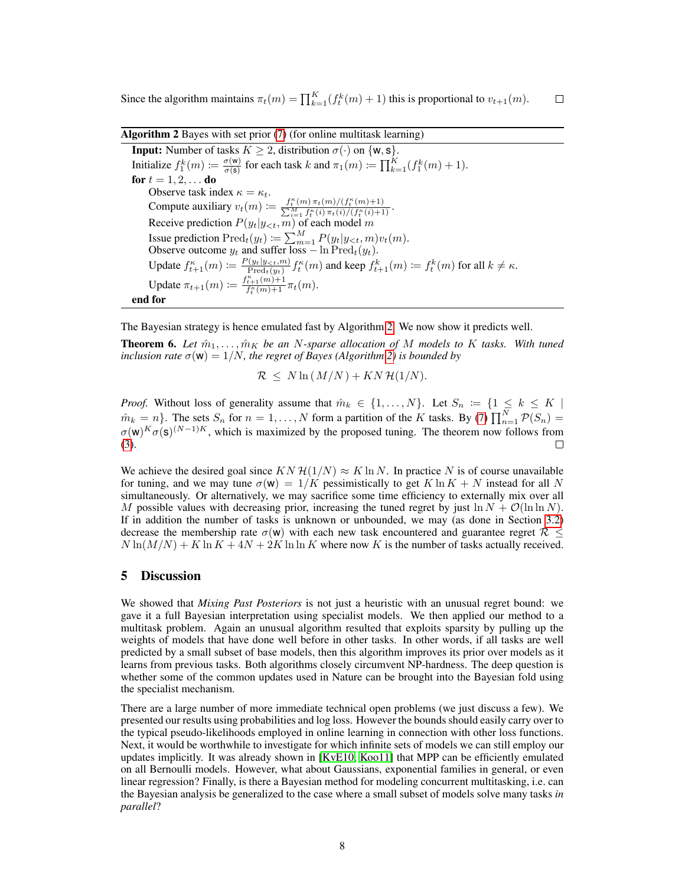Since the algorithm maintains $\pi_t(m) = \prod_{k=1}^K (f_t^k(m) + 1)$ this is proportional to $v_{t+1}(m)$. $\square$

---

**Algorithm 2** Bayes with set prior (7) (for online multitask learning)

---

**Input:** Number of tasks $K \geq 2$, distribution $\sigma(\cdot)$ on $\{\mathsf{w}, \mathsf{s}\}$.

Initialize $f_1^k(m) := \frac{\sigma(\mathsf{w})}{\sigma(\mathsf{s})}$ for each task $k$ and $\pi_1(m) := \prod_{k=1}^K (f_1^k(m) + 1)$.

**for** $t = 1, 2, \ldots$ **do**

  Observe task index $\kappa = \kappa_t$.

  Compute auxiliary $v_t(m) := \frac{f_t^\kappa(m)\, \pi_t(m)/(f_t^\kappa(m)+1)}{\sum_{i=1}^M f_t^\kappa(i)\, \pi_t(i)/(f_t^\kappa(i)+1)}$.

  Receive prediction $P(y_t|y_{<t}, m)$ of each model $m$

  Issue prediction $\mathrm{Pred}_t(y_t) := \sum_{m=1}^M P(y_t|y_{<t}, m) v_t(m)$.

  Observe outcome $y_t$ and suffer loss $-\ln \mathrm{Pred}_t(y_t)$.

  Update $f_{t+1}^\kappa(m) := \frac{P(y_t|y_{<t}, m)}{\mathrm{Pred}_t(y_t)} f_t^\kappa(m)$ and keep $f_{t+1}^k(m) := f_t^k(m)$ for all $k \neq \kappa$.

  Update $\pi_{t+1}(m) := \frac{f_{t+1}^\kappa(m)+1}{f_t^\kappa(m)+1} \pi_t(m)$.

**end for**

---

The Bayesian strategy is hence emulated fast by Algorithm 2. We now show it predicts well.

**Theorem 6.** *Let $\hat{m}_1, \ldots, \hat{m}_K$ be an $N$-sparse allocation of $M$ models to $K$ tasks. With tuned inclusion rate $\sigma(\mathsf{w}) = 1/N$, the regret of Bayes (Algorithm 2) is bounded by*

$$\mathcal{R} \;\leq\; N \ln(\, M/N\,) + KN\, \mathcal{H}(1/N).$$

*Proof.* Without loss of generality assume that $\hat{m}_k \in \{1, \ldots, N\}$. Let $S_n := \{1 \leq k \leq K \mid \hat{m}_k = n\}$. The sets $S_n$ for $n = 1, \ldots, N$ form a partition of the $K$ tasks. By (7) $\prod_{n=1}^N \mathcal{P}(S_n) = \sigma(\mathsf{w})^K \sigma(\mathsf{s})^{(N-1)K}$, which is maximized by the proposed tuning. The theorem now follows from (3). $\square$

We achieve the desired goal since $KN\, \mathcal{H}(1/N) \approx K \ln N$. In practice $N$ is of course unavailable for tuning, and we may tune $\sigma(\mathsf{w}) = 1/K$ pessimistically to get $K \ln K + N$ instead for all $N$ simultaneously. Or alternatively, we may sacrifice some time efficiency to externally mix over all $M$ possible values with decreasing prior, increasing the tuned regret by just $\ln N + \mathcal{O}(\ln \ln N)$. If in addition the number of tasks is unknown or unbounded, we may (as done in Section 3.2) decrease the membership rate $\sigma(\mathsf{w})$ with each new task encountered and guarantee regret $\mathcal{R} \leq N \ln(M/N) + K \ln K + 4N + 2K \ln \ln K$ where now $K$ is the number of tasks actually received.

## 5 Discussion

We showed that *Mixing Past Posteriors* is not just a heuristic with an unusual regret bound: we gave it a full Bayesian interpretation using specialist models. We then applied our method to a multitask problem. Again an unusual algorithm resulted that exploits sparsity by pulling up the weights of models that have done well before in other tasks. In other words, if all tasks are well predicted by a small subset of base models, then this algorithm improves its prior over models as it learns from previous tasks. Both algorithms closely circumvent NP-hardness. The deep question is whether some of the common updates used in Nature can be brought into the Bayesian fold using the specialist mechanism.

There are a large number of more immediate technical open problems (we just discuss a few). We presented our results using probabilities and log loss. However the bounds should easily carry over to the typical pseudo-likelihoods employed in online learning in connection with other loss functions. Next, it would be worthwhile to investigate for which infinite sets of models we can still employ our updates implicitly. It was already shown in [KvE10, Koo11] that MPP can be efficiently emulated on all Bernoulli models. However, what about Gaussians, exponential families in general, or even linear regression? Finally, is there a Bayesian method for modeling concurrent multitasking, i.e. can the Bayesian analysis be generalized to the case where a small subset of models solve many tasks *in parallel*?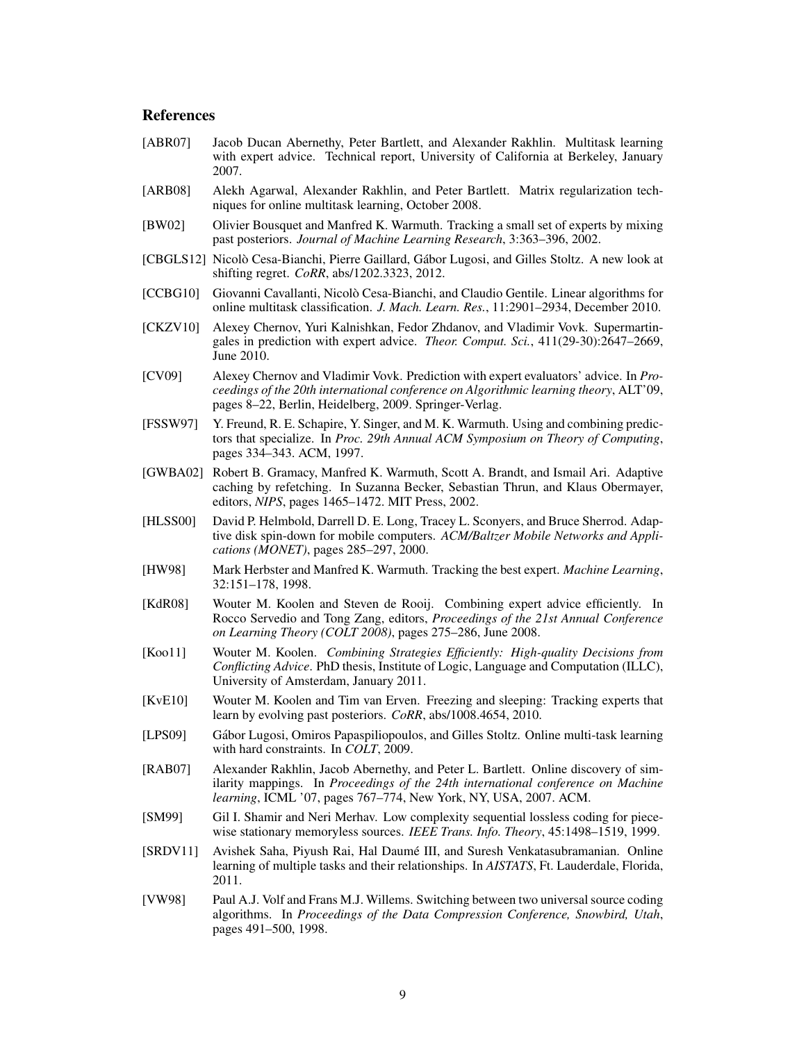## References

[ABR07] Jacob Ducan Abernethy, Peter Bartlett, and Alexander Rakhlin. Multitask learning with expert advice. Technical report, University of California at Berkeley, January 2007.

[ARB08] Alekh Agarwal, Alexander Rakhlin, and Peter Bartlett. Matrix regularization techniques for online multitask learning, October 2008.

[BW02] Olivier Bousquet and Manfred K. Warmuth. Tracking a small set of experts by mixing past posteriors. *Journal of Machine Learning Research*, 3:363–396, 2002.

[CBGLS12] Nicolò Cesa-Bianchi, Pierre Gaillard, Gábor Lugosi, and Gilles Stoltz. A new look at shifting regret. *CoRR*, abs/1202.3323, 2012.

[CCBG10] Giovanni Cavallanti, Nicolò Cesa-Bianchi, and Claudio Gentile. Linear algorithms for online multitask classification. *J. Mach. Learn. Res.*, 11:2901–2934, December 2010.

[CKZV10] Alexey Chernov, Yuri Kalnishkan, Fedor Zhdanov, and Vladimir Vovk. Supermartingales in prediction with expert advice. *Theor. Comput. Sci.*, 411(29-30):2647–2669, June 2010.

[CV09] Alexey Chernov and Vladimir Vovk. Prediction with expert evaluators' advice. In *Proceedings of the 20th international conference on Algorithmic learning theory*, ALT'09, pages 8–22, Berlin, Heidelberg, 2009. Springer-Verlag.

[FSSW97] Y. Freund, R. E. Schapire, Y. Singer, and M. K. Warmuth. Using and combining predictors that specialize. In *Proc. 29th Annual ACM Symposium on Theory of Computing*, pages 334–343. ACM, 1997.

[GWBA02] Robert B. Gramacy, Manfred K. Warmuth, Scott A. Brandt, and Ismail Ari. Adaptive caching by refetching. In Suzanna Becker, Sebastian Thrun, and Klaus Obermayer, editors, *NIPS*, pages 1465–1472. MIT Press, 2002.

[HLSS00] David P. Helmbold, Darrell D. E. Long, Tracey L. Sconyers, and Bruce Sherrod. Adaptive disk spin-down for mobile computers. *ACM/Baltzer Mobile Networks and Applications (MONET)*, pages 285–297, 2000.

[HW98] Mark Herbster and Manfred K. Warmuth. Tracking the best expert. *Machine Learning*, 32:151–178, 1998.

[KdR08] Wouter M. Koolen and Steven de Rooij. Combining expert advice efficiently. In Rocco Servedio and Tong Zang, editors, *Proceedings of the 21st Annual Conference on Learning Theory (COLT 2008)*, pages 275–286, June 2008.

[Koo11] Wouter M. Koolen. *Combining Strategies Efficiently: High-quality Decisions from Conflicting Advice*. PhD thesis, Institute of Logic, Language and Computation (ILLC), University of Amsterdam, January 2011.

[KvE10] Wouter M. Koolen and Tim van Erven. Freezing and sleeping: Tracking experts that learn by evolving past posteriors. *CoRR*, abs/1008.4654, 2010.

[LPS09] Gábor Lugosi, Omiros Papaspiliopoulos, and Gilles Stoltz. Online multi-task learning with hard constraints. In *COLT*, 2009.

[RAB07] Alexander Rakhlin, Jacob Abernethy, and Peter L. Bartlett. Online discovery of similarity mappings. In *Proceedings of the 24th international conference on Machine learning*, ICML '07, pages 767–774, New York, NY, USA, 2007. ACM.

[SM99] Gil I. Shamir and Neri Merhav. Low complexity sequential lossless coding for piecewise stationary memoryless sources. *IEEE Trans. Info. Theory*, 45:1498–1519, 1999.

[SRDV11] Avishek Saha, Piyush Rai, Hal Daumé III, and Suresh Venkatasubramanian. Online learning of multiple tasks and their relationships. In *AISTATS*, Ft. Lauderdale, Florida, 2011.

[VW98] Paul A.J. Volf and Frans M.J. Willems. Switching between two universal source coding algorithms. In *Proceedings of the Data Compression Conference, Snowbird, Utah*, pages 491–500, 1998.